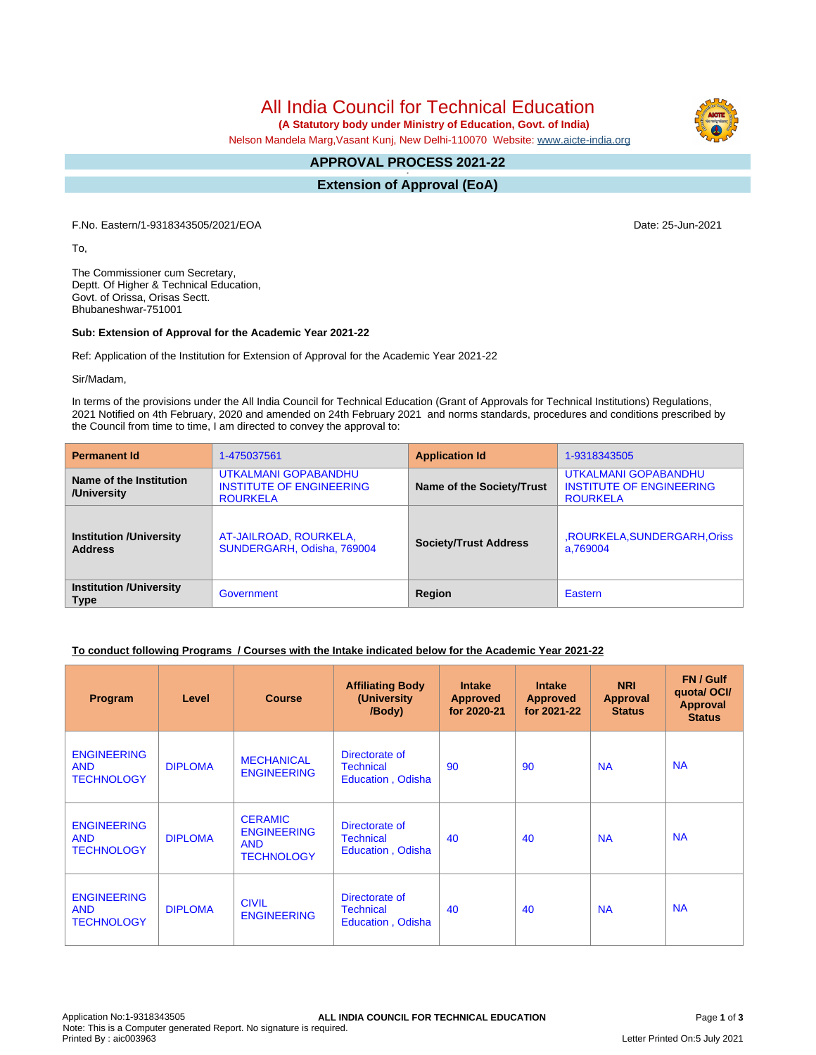# All India Council for Technical Education

**(A Statutory body under Ministry of Education, Govt. of India)**

Nelson Mandela Marg,Vasant Kunj, New Delhi-110070 Website: www.aicte-india.org

## APPROVAL PROCESS 2021-22

## Extension of Approval (EoA)

F.No. Eastern/1-9318343505/2021/EOA

Date: 25-Jun-2021

To,

The Commissioner cum Secretary,
Deptt. Of Higher & Technical Education,
Govt. of Orissa, Orisas Sectt.
Bhubaneshwar-751001

**Sub: Extension of Approval for the Academic Year 2021-22**

Ref: Application of the Institution for Extension of Approval for the Academic Year 2021-22

Sir/Madam,

In terms of the provisions under the All India Council for Technical Education (Grant of Approvals for Technical Institutions) Regulations, 2021 Notified on 4th February, 2020 and amended on 24th February 2021 and norms standards, procedures and conditions prescribed by the Council from time to time, I am directed to convey the approval to:

| **Permanent Id** | 1-475037561 | **Application Id** | 1-9318343505 |
|---|---|---|---|
| **Name of the Institution /University** | UTKALMANI GOPABANDHU INSTITUTE OF ENGINEERING ROURKELA | **Name of the Society/Trust** | UTKALMANI GOPABANDHU INSTITUTE OF ENGINEERING ROURKELA |
| **Institution /University Address** | AT-JAILROAD, ROURKELA, SUNDERGARH, Odisha, 769004 | **Society/Trust Address** | ,ROURKELA,SUNDERGARH,Orissa,769004 |
| **Institution /University Type** | Government | **Region** | Eastern |

**To conduct following Programs / Courses with the Intake indicated below for the Academic Year 2021-22**

| Program | Level | Course | Affiliating Body (University /Body) | Intake Approved for 2020-21 | Intake Approved for 2021-22 | NRI Approval Status | FN / Gulf quota/ OCI/ Approval Status |
|---|---|---|---|---|---|---|---|
| ENGINEERING AND TECHNOLOGY | DIPLOMA | MECHANICAL ENGINEERING | Directorate of Technical Education , Odisha | 90 | 90 | NA | NA |
| ENGINEERING AND TECHNOLOGY | DIPLOMA | CERAMIC ENGINEERING AND TECHNOLOGY | Directorate of Technical Education , Odisha | 40 | 40 | NA | NA |
| ENGINEERING AND TECHNOLOGY | DIPLOMA | CIVIL ENGINEERING | Directorate of Technical Education , Odisha | 40 | 40 | NA | NA |

Application No:1-9318343505
Note: This is a Computer generated Report. No signature is required.
Printed By : aic003963

Letter Printed On:5 July 2021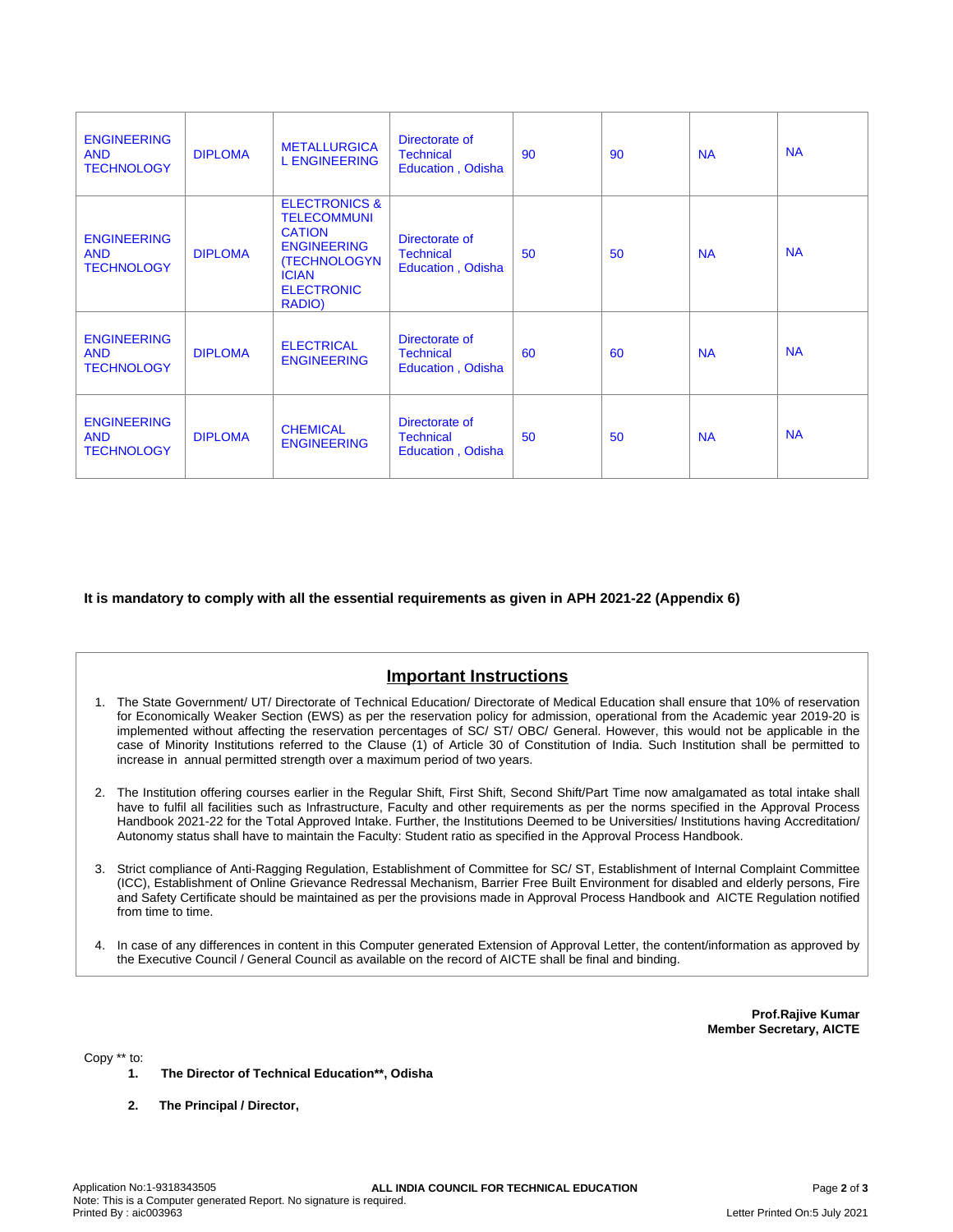| | | | | | | | |
|---|---|---|---|---|---|---|---|
| ENGINEERING AND TECHNOLOGY | DIPLOMA | METALLURGICAL ENGINEERING | Directorate of Technical Education , Odisha | 90 | 90 | NA | NA |
| ENGINEERING AND TECHNOLOGY | DIPLOMA | ELECTRONICS & TELECOMMUNICATION ENGINEERING (TECHNOLOGYNICIAN ELECTRONIC RADIO) | Directorate of Technical Education , Odisha | 50 | 50 | NA | NA |
| ENGINEERING AND TECHNOLOGY | DIPLOMA | ELECTRICAL ENGINEERING | Directorate of Technical Education , Odisha | 60 | 60 | NA | NA |
| ENGINEERING AND TECHNOLOGY | DIPLOMA | CHEMICAL ENGINEERING | Directorate of Technical Education , Odisha | 50 | 50 | NA | NA |

**It is mandatory to comply with all the essential requirements as given in APH 2021-22 (Appendix 6)**

## Important Instructions

1. The State Government/ UT/ Directorate of Technical Education/ Directorate of Medical Education shall ensure that 10% of reservation for Economically Weaker Section (EWS) as per the reservation policy for admission, operational from the Academic year 2019-20 is implemented without affecting the reservation percentages of SC/ ST/ OBC/ General. However, this would not be applicable in the case of Minority Institutions referred to the Clause (1) of Article 30 of Constitution of India. Such Institution shall be permitted to increase in annual permitted strength over a maximum period of two years.

2. The Institution offering courses earlier in the Regular Shift, First Shift, Second Shift/Part Time now amalgamated as total intake shall have to fulfil all facilities such as Infrastructure, Faculty and other requirements as per the norms specified in the Approval Process Handbook 2021-22 for the Total Approved Intake. Further, the Institutions Deemed to be Universities/ Institutions having Accreditation/ Autonomy status shall have to maintain the Faculty: Student ratio as specified in the Approval Process Handbook.

3. Strict compliance of Anti-Ragging Regulation, Establishment of Committee for SC/ ST, Establishment of Internal Complaint Committee (ICC), Establishment of Online Grievance Redressal Mechanism, Barrier Free Built Environment for disabled and elderly persons, Fire and Safety Certificate should be maintained as per the provisions made in Approval Process Handbook and AICTE Regulation notified from time to time.

4. In case of any differences in content in this Computer generated Extension of Approval Letter, the content/information as approved by the Executive Council / General Council as available on the record of AICTE shall be final and binding.

**Prof.Rajive Kumar**
**Member Secretary, AICTE**

Copy ** to:

1. **The Director of Technical Education**, Odisha**

2. **The Principal / Director,**

Application No:1-9318343505
Note: This is a Computer generated Report. No signature is required.
Printed By : aic003963

Letter Printed On:5 July 2021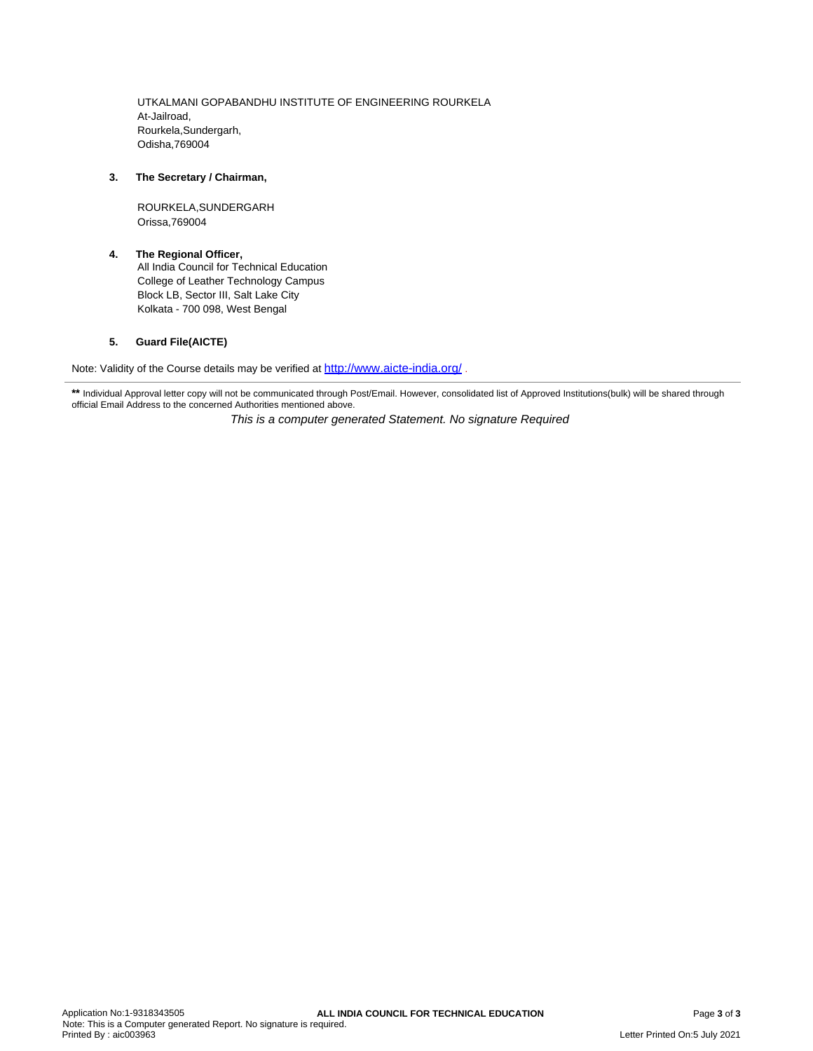UTKALMANI GOPABANDHU INSTITUTE OF ENGINEERING ROURKELA
At-Jailroad,
Rourkela,Sundergarh,
Odisha,769004

3. **The Secretary / Chairman,**

ROURKELA,SUNDERGARH
Orissa,769004

4. **The Regional Officer,**
All India Council for Technical Education
College of Leather Technology Campus
Block LB, Sector III, Salt Lake City
Kolkata - 700 098, West Bengal

5. **Guard File(AICTE)**

Note: Validity of the Course details may be verified at http://www.aicte-india.org/ .

---

**\*\*** Individual Approval letter copy will not be communicated through Post/Email. However, consolidated list of Approved Institutions(bulk) will be shared through official Email Address to the concerned Authorities mentioned above.

*This is a computer generated Statement. No signature Required*

Application No:1-9318343505
Note: This is a Computer generated Report. No signature is required.
Printed By : aic003963

Letter Printed On:5 July 2021